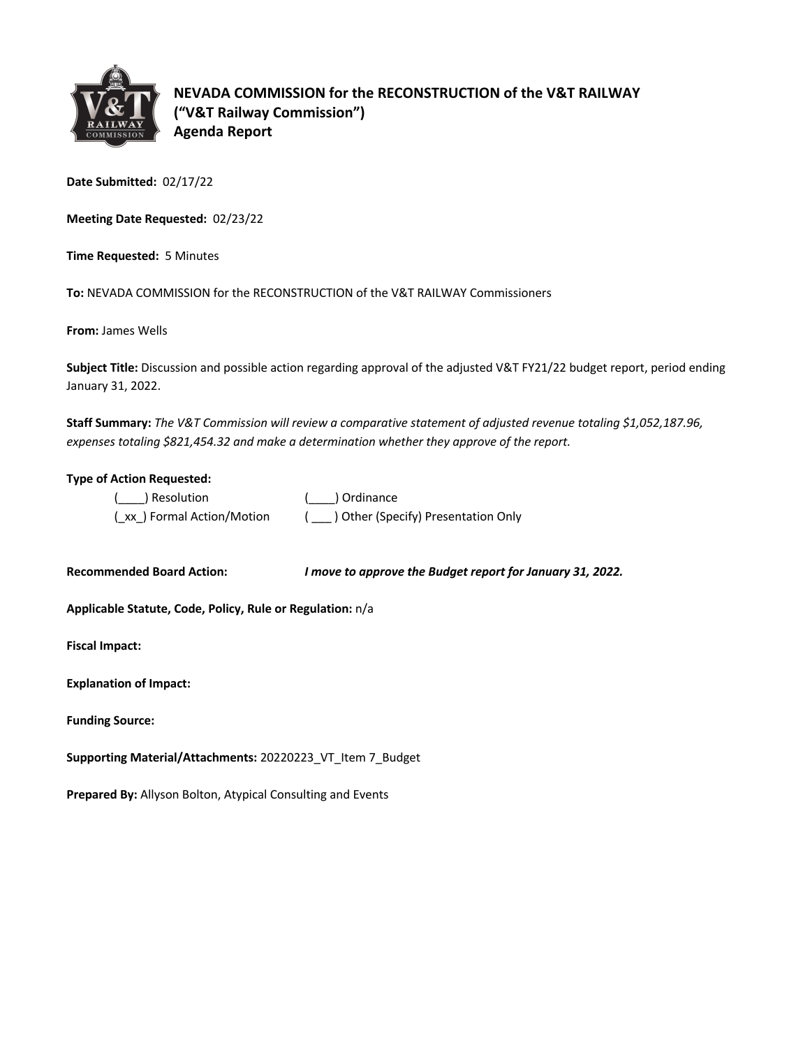# NEVADA COMMISSION for the RECONSTRUCTION of the V&T RAILWAY
## ("V&T Railway Commission")
## Agenda Report

**Date Submitted:** 02/17/22

**Meeting Date Requested:** 02/23/22

**Time Requested:** 5 Minutes

**To:** NEVADA COMMISSION for the RECONSTRUCTION of the V&T RAILWAY Commissioners

**From:** James Wells

**Subject Title:** Discussion and possible action regarding approval of the adjusted V&T FY21/22 budget report, period ending January 31, 2022.

**Staff Summary:** *The V&T Commission will review a comparative statement of adjusted revenue totaling $1,052,187.96, expenses totaling $821,454.32 and make a determination whether they approve of the report.*

**Type of Action Requested:**

(____) Resolution (____) Ordinance

(_xx_) Formal Action/Motion ( ___ ) Other (Specify) Presentation Only

**Recommended Board Action:** ***I move to approve the Budget report for January 31, 2022.***

**Applicable Statute, Code, Policy, Rule or Regulation:** n/a

**Fiscal Impact:**

**Explanation of Impact:**

**Funding Source:**

**Supporting Material/Attachments:** 20220223_VT_Item 7_Budget

**Prepared By:** Allyson Bolton, Atypical Consulting and Events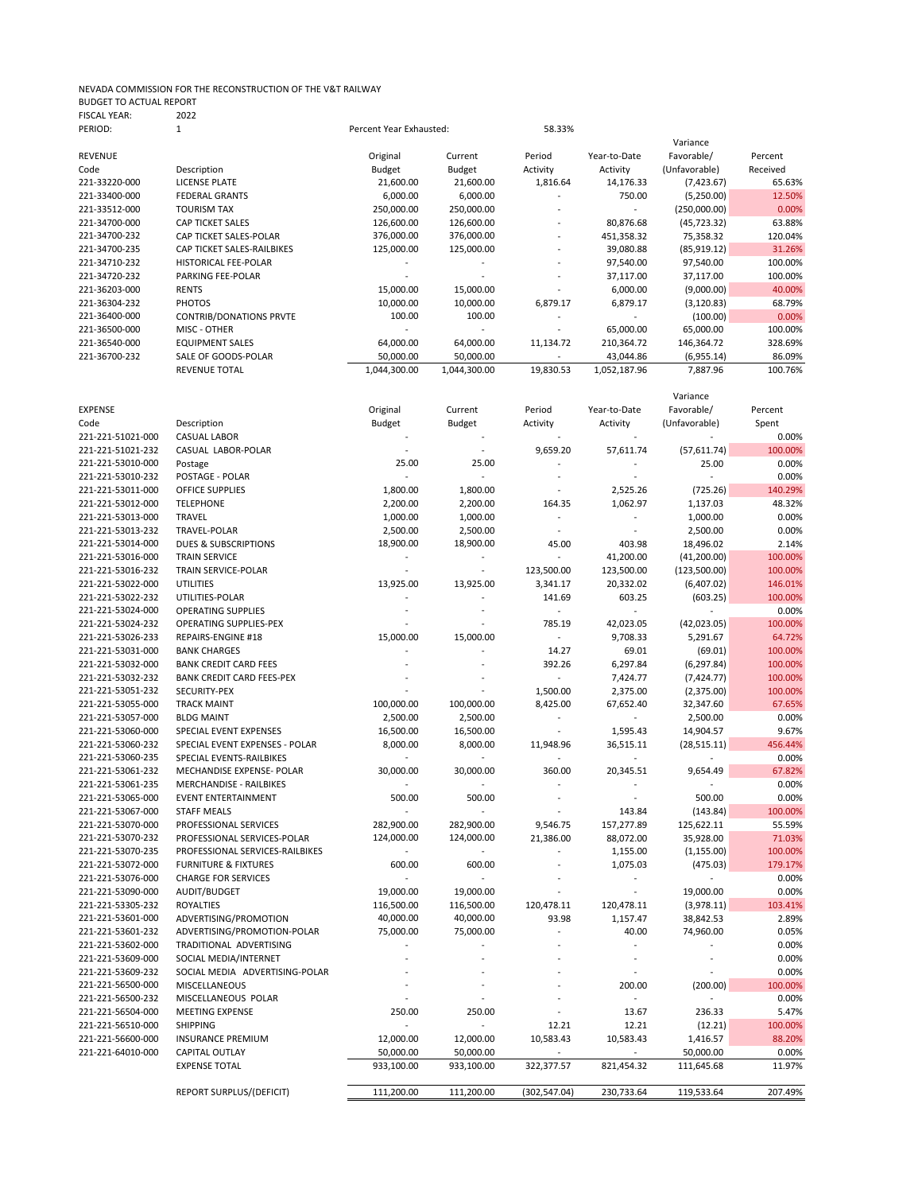NEVADA COMMISSION FOR THE RECONSTRUCTION OF THE V&T RAILWAY
BUDGET TO ACTUAL REPORT
FISCAL YEAR: 2022
PERIOD: 1

Percent Year Exhausted: 58.33%

| REVENUE Code | Description | Original Budget | Current Budget | Period Activity | Year-to-Date Activity | Variance Favorable/ (Unfavorable) | Percent Received |
|---|---|---|---|---|---|---|---|
| 221-33220-000 | LICENSE PLATE | 21,600.00 | 21,600.00 | 1,816.64 | 14,176.33 | (7,423.67) | 65.63% |
| 221-33400-000 | FEDERAL GRANTS | 6,000.00 | 6,000.00 | - | 750.00 | (5,250.00) | 12.50% |
| 221-33512-000 | TOURISM TAX | 250,000.00 | 250,000.00 | - | - | (250,000.00) | 0.00% |
| 221-34700-000 | CAP TICKET SALES | 126,600.00 | 126,600.00 | - | 80,876.68 | (45,723.32) | 63.88% |
| 221-34700-232 | CAP TICKET SALES-POLAR | 376,000.00 | 376,000.00 | - | 451,358.32 | 75,358.32 | 120.04% |
| 221-34700-235 | CAP TICKET SALES-RAILBIKES | 125,000.00 | 125,000.00 | - | 39,080.88 | (85,919.12) | 31.26% |
| 221-34710-232 | HISTORICAL FEE-POLAR | - | - | - | 97,540.00 | 97,540.00 | 100.00% |
| 221-34720-232 | PARKING FEE-POLAR | - | - | - | 37,117.00 | 37,117.00 | 100.00% |
| 221-36203-000 | RENTS | 15,000.00 | 15,000.00 | - | 6,000.00 | (9,000.00) | 40.00% |
| 221-36304-232 | PHOTOS | 10,000.00 | 10,000.00 | 6,879.17 | 6,879.17 | (3,120.83) | 68.79% |
| 221-36400-000 | CONTRIB/DONATIONS PRVTE | 100.00 | 100.00 | - | - | (100.00) | 0.00% |
| 221-36500-000 | MISC - OTHER | - | - | - | 65,000.00 | 65,000.00 | 100.00% |
| 221-36540-000 | EQUIPMENT SALES | 64,000.00 | 64,000.00 | 11,134.72 | 210,364.72 | 146,364.72 | 328.69% |
| 221-36700-232 | SALE OF GOODS-POLAR | 50,000.00 | 50,000.00 | - | 43,044.86 | (6,955.14) | 86.09% |
| | REVENUE TOTAL | 1,044,300.00 | 1,044,300.00 | 19,830.53 | 1,052,187.96 | 7,887.96 | 100.76% |

| EXPENSE Code | Description | Original Budget | Current Budget | Period Activity | Year-to-Date Activity | Variance Favorable/ (Unfavorable) | Percent Spent |
|---|---|---|---|---|---|---|---|
| 221-221-51021-000 | CASUAL LABOR | - | - | - | - | - | 0.00% |
| 221-221-51021-232 | CASUAL LABOR-POLAR | - | - | 9,659.20 | 57,611.74 | (57,611.74) | 100.00% |
| 221-221-53010-000 | Postage | 25.00 | 25.00 | - | - | 25.00 | 0.00% |
| 221-221-53010-232 | POSTAGE - POLAR | - | - | - | - | - | 0.00% |
| 221-221-53011-000 | OFFICE SUPPLIES | 1,800.00 | 1,800.00 | - | 2,525.26 | (725.26) | 140.29% |
| 221-221-53012-000 | TELEPHONE | 2,200.00 | 2,200.00 | 164.35 | 1,062.97 | 1,137.03 | 48.32% |
| 221-221-53013-000 | TRAVEL | 1,000.00 | 1,000.00 | - | - | 1,000.00 | 0.00% |
| 221-221-53013-232 | TRAVEL-POLAR | 2,500.00 | 2,500.00 | - | - | 2,500.00 | 0.00% |
| 221-221-53014-000 | DUES & SUBSCRIPTIONS | 18,900.00 | 18,900.00 | 45.00 | 403.98 | 18,496.02 | 2.14% |
| 221-221-53016-000 | TRAIN SERVICE | - | - | - | 41,200.00 | (41,200.00) | 100.00% |
| 221-221-53016-232 | TRAIN SERVICE-POLAR | - | - | 123,500.00 | 123,500.00 | (123,500.00) | 100.00% |
| 221-221-53022-000 | UTILITIES | 13,925.00 | 13,925.00 | 3,341.17 | 20,332.02 | (6,407.02) | 146.01% |
| 221-221-53022-232 | UTILITIES-POLAR | - | - | 141.69 | 603.25 | (603.25) | 100.00% |
| 221-221-53024-000 | OPERATING SUPPLIES | - | - | - | - | - | 0.00% |
| 221-221-53024-232 | OPERATING SUPPLIES-PEX | - | - | 785.19 | 42,023.05 | (42,023.05) | 100.00% |
| 221-221-53026-233 | REPAIRS-ENGINE #18 | 15,000.00 | 15,000.00 | - | 9,708.33 | 5,291.67 | 64.72% |
| 221-221-53031-000 | BANK CHARGES | - | - | 14.27 | 69.01 | (69.01) | 100.00% |
| 221-221-53032-000 | BANK CREDIT CARD FEES | - | - | 392.26 | 6,297.84 | (6,297.84) | 100.00% |
| 221-221-53032-232 | BANK CREDIT CARD FEES-PEX | - | - | - | 7,424.77 | (7,424.77) | 100.00% |
| 221-221-53051-232 | SECURITY-PEX | - | - | 1,500.00 | 2,375.00 | (2,375.00) | 100.00% |
| 221-221-53055-000 | TRACK MAINT | 100,000.00 | 100,000.00 | 8,425.00 | 67,652.40 | 32,347.60 | 67.65% |
| 221-221-53057-000 | BLDG MAINT | 2,500.00 | 2,500.00 | - | - | 2,500.00 | 0.00% |
| 221-221-53060-000 | SPECIAL EVENT EXPENSES | 16,500.00 | 16,500.00 | - | 1,595.43 | 14,904.57 | 9.67% |
| 221-221-53060-232 | SPECIAL EVENT EXPENSES - POLAR | 8,000.00 | 8,000.00 | 11,948.96 | 36,515.11 | (28,515.11) | 456.44% |
| 221-221-53060-235 | SPECIAL EVENTS-RAILBIKES | - | - | - | - | - | 0.00% |
| 221-221-53061-232 | MECHANDISE EXPENSE- POLAR | 30,000.00 | 30,000.00 | 360.00 | 20,345.51 | 9,654.49 | 67.82% |
| 221-221-53061-235 | MERCHANDISE - RAILBIKES | - | - | - | - | - | 0.00% |
| 221-221-53065-000 | EVENT ENTERTAINMENT | 500.00 | 500.00 | - | - | 500.00 | 0.00% |
| 221-221-53067-000 | STAFF MEALS | - | - | - | 143.84 | (143.84) | 100.00% |
| 221-221-53070-000 | PROFESSIONAL SERVICES | 282,900.00 | 282,900.00 | 9,546.75 | 157,277.89 | 125,622.11 | 55.59% |
| 221-221-53070-232 | PROFESSIONAL SERVICES-POLAR | 124,000.00 | 124,000.00 | 21,386.00 | 88,072.00 | 35,928.00 | 71.03% |
| 221-221-53070-235 | PROFESSIONAL SERVICES-RAILBIKES | - | - | - | 1,155.00 | (1,155.00) | 100.00% |
| 221-221-53072-000 | FURNITURE & FIXTURES | 600.00 | 600.00 | - | 1,075.03 | (475.03) | 179.17% |
| 221-221-53076-000 | CHARGE FOR SERVICES | - | - | - | - | - | 0.00% |
| 221-221-53090-000 | AUDIT/BUDGET | 19,000.00 | 19,000.00 | - | - | 19,000.00 | 0.00% |
| 221-221-53305-232 | ROYALTIES | 116,500.00 | 116,500.00 | 120,478.11 | 120,478.11 | (3,978.11) | 103.41% |
| 221-221-53601-000 | ADVERTISING/PROMOTION | 40,000.00 | 40,000.00 | 93.98 | 1,157.47 | 38,842.53 | 2.89% |
| 221-221-53601-232 | ADVERTISING/PROMOTION-POLAR | 75,000.00 | 75,000.00 | - | 40.00 | 74,960.00 | 0.05% |
| 221-221-53602-000 | TRADITIONAL ADVERTISING | - | - | - | - | - | 0.00% |
| 221-221-53609-000 | SOCIAL MEDIA/INTERNET | - | - | - | - | - | 0.00% |
| 221-221-53609-232 | SOCIAL MEDIA ADVERTISING-POLAR | - | - | - | - | - | 0.00% |
| 221-221-56500-000 | MISCELLANEOUS | - | - | - | 200.00 | (200.00) | 100.00% |
| 221-221-56500-232 | MISCELLANEOUS POLAR | - | - | - | - | - | 0.00% |
| 221-221-56504-000 | MEETING EXPENSE | 250.00 | 250.00 | - | 13.67 | 236.33 | 5.47% |
| 221-221-56510-000 | SHIPPING | - | - | 12.21 | 12.21 | (12.21) | 100.00% |
| 221-221-56600-000 | INSURANCE PREMIUM | 12,000.00 | 12,000.00 | 10,583.43 | 10,583.43 | 1,416.57 | 88.20% |
| 221-221-64010-000 | CAPITAL OUTLAY | 50,000.00 | 50,000.00 | - | - | 50,000.00 | 0.00% |
| | EXPENSE TOTAL | 933,100.00 | 933,100.00 | 322,377.57 | 821,454.32 | 111,645.68 | 11.97% |
| | REPORT SURPLUS/(DEFICIT) | 111,200.00 | 111,200.00 | (302,547.04) | 230,733.64 | 119,533.64 | 207.49% |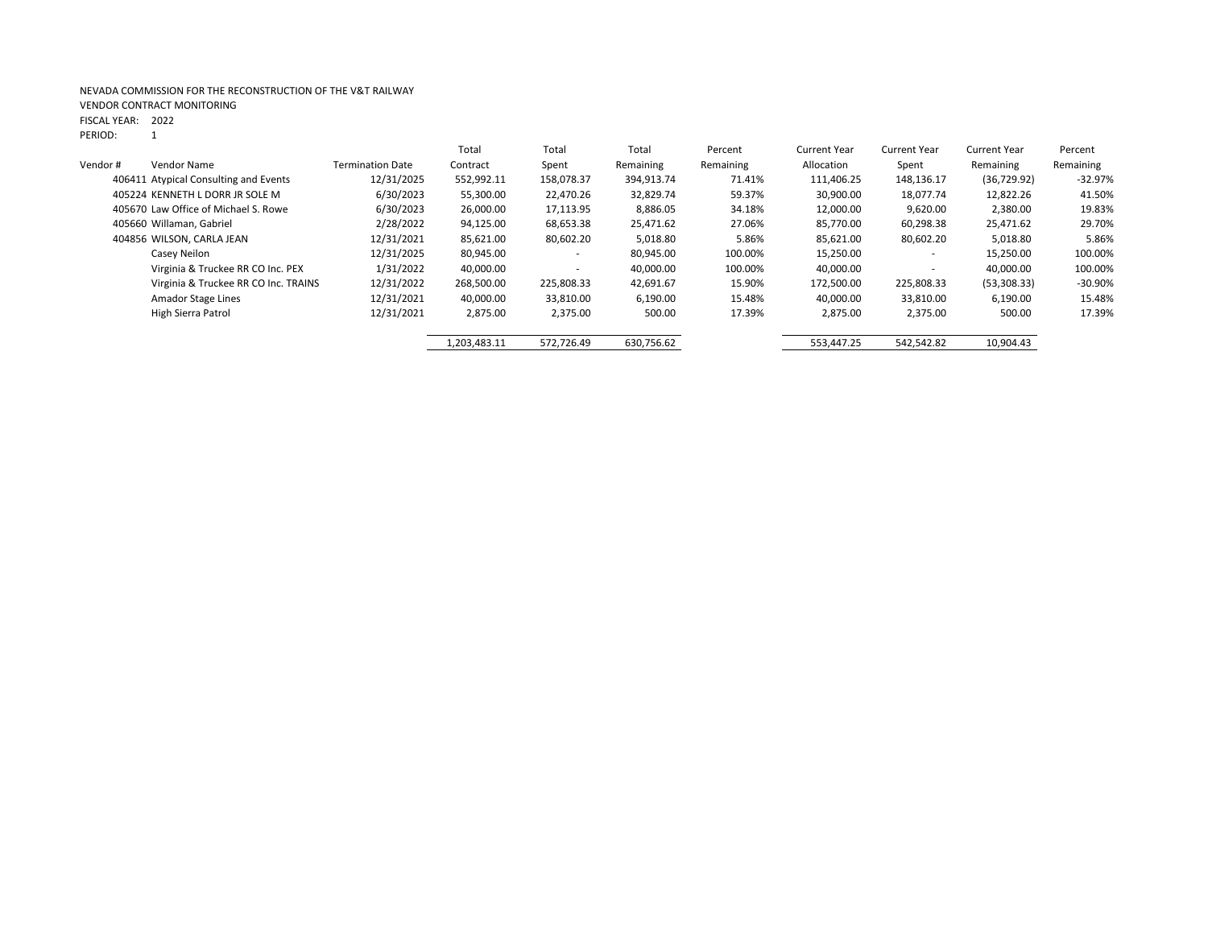NEVADA COMMISSION FOR THE RECONSTRUCTION OF THE V&T RAILWAY
VENDOR CONTRACT MONITORING
FISCAL YEAR: 2022
PERIOD: 1

| Vendor # | Vendor Name | Termination Date | Total Contract | Total Spent | Total Remaining | Percent Remaining | Current Year Allocation | Current Year Spent | Current Year Remaining | Percent Remaining |
|---|---|---|---|---|---|---|---|---|---|---|
| 406411 | Atypical Consulting and Events | 12/31/2025 | 552,992.11 | 158,078.37 | 394,913.74 | 71.41% | 111,406.25 | 148,136.17 | (36,729.92) | -32.97% |
| 405224 | KENNETH L DORR JR SOLE M | 6/30/2023 | 55,300.00 | 22,470.26 | 32,829.74 | 59.37% | 30,900.00 | 18,077.74 | 12,822.26 | 41.50% |
| 405670 | Law Office of Michael S. Rowe | 6/30/2023 | 26,000.00 | 17,113.95 | 8,886.05 | 34.18% | 12,000.00 | 9,620.00 | 2,380.00 | 19.83% |
| 405660 | Willaman, Gabriel | 2/28/2022 | 94,125.00 | 68,653.38 | 25,471.62 | 27.06% | 85,770.00 | 60,298.38 | 25,471.62 | 29.70% |
| 404856 | WILSON, CARLA JEAN | 12/31/2021 | 85,621.00 | 80,602.20 | 5,018.80 | 5.86% | 85,621.00 | 80,602.20 | 5,018.80 | 5.86% |
| | Casey Neilon | 12/31/2025 | 80,945.00 | - | 80,945.00 | 100.00% | 15,250.00 | - | 15,250.00 | 100.00% |
| | Virginia & Truckee RR CO Inc. PEX | 1/31/2022 | 40,000.00 | - | 40,000.00 | 100.00% | 40,000.00 | - | 40,000.00 | 100.00% |
| | Virginia & Truckee RR CO Inc. TRAINS | 12/31/2022 | 268,500.00 | 225,808.33 | 42,691.67 | 15.90% | 172,500.00 | 225,808.33 | (53,308.33) | -30.90% |
| | Amador Stage Lines | 12/31/2021 | 40,000.00 | 33,810.00 | 6,190.00 | 15.48% | 40,000.00 | 33,810.00 | 6,190.00 | 15.48% |
| | High Sierra Patrol | 12/31/2021 | 2,875.00 | 2,375.00 | 500.00 | 17.39% | 2,875.00 | 2,375.00 | 500.00 | 17.39% |
| | | | 1,203,483.11 | 572,726.49 | 630,756.62 | | 553,447.25 | 542,542.82 | 10,904.43 | |